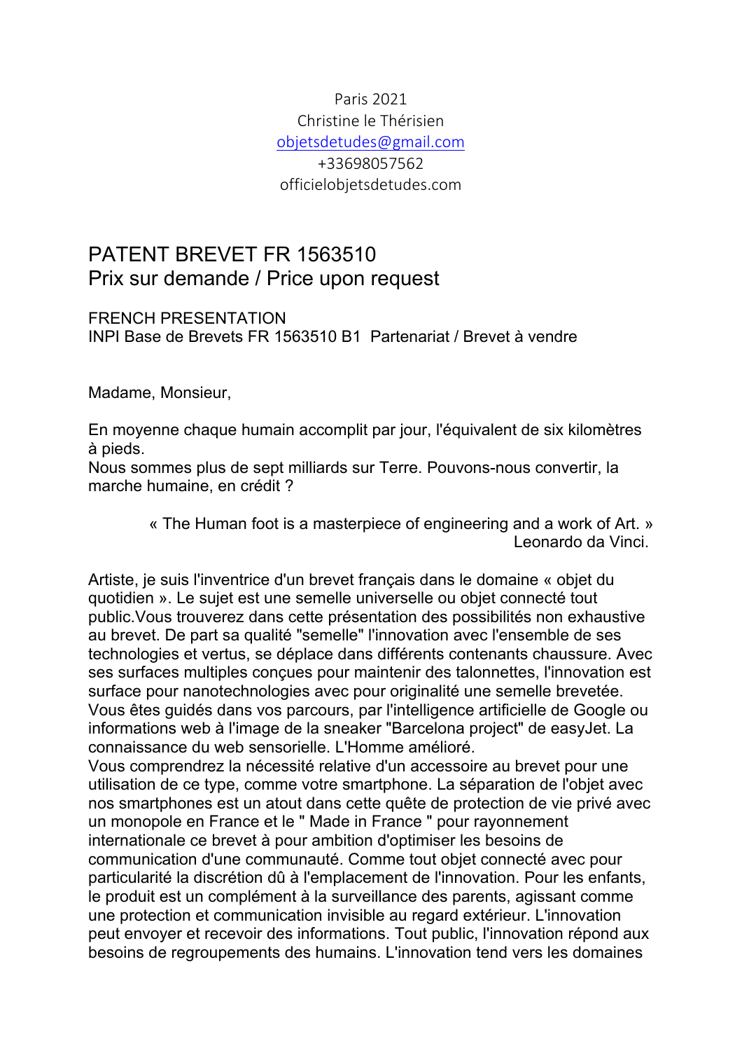Paris 2021
Christine le Thérisien
objetsdetudes@gmail.com
+33698057562
officielobjetsdetudes.com

# PATENT BREVET FR 1563510
## Prix sur demande / Price upon request

FRENCH PRESENTATION
INPI Base de Brevets FR 1563510 B1 Partenariat / Brevet à vendre

Madame, Monsieur,

En moyenne chaque humain accomplit par jour, l'équivalent de six kilomètres à pieds.
Nous sommes plus de sept milliards sur Terre. Pouvons-nous convertir, la marche humaine, en crédit ?

> « The Human foot is a masterpiece of engineering and a work of Art. »
> Leonardo da Vinci.

Artiste, je suis l'inventrice d'un brevet français dans le domaine « objet du quotidien ». Le sujet est une semelle universelle ou objet connecté tout public.Vous trouverez dans cette présentation des possibilités non exhaustive au brevet. De part sa qualité "semelle" l'innovation avec l'ensemble de ses technologies et vertus, se déplace dans différents contenants chaussure. Avec ses surfaces multiples conçues pour maintenir des talonnettes, l'innovation est surface pour nanotechnologies avec pour originalité une semelle brevetée. Vous êtes guidés dans vos parcours, par l'intelligence artificielle de Google ou informations web à l'image de la sneaker "Barcelona project" de easyJet. La connaissance du web sensorielle. L'Homme amélioré.
Vous comprendrez la nécessité relative d'un accessoire au brevet pour une utilisation de ce type, comme votre smartphone. La séparation de l'objet avec nos smartphones est un atout dans cette quête de protection de vie privé avec un monopole en France et le " Made in France " pour rayonnement internationale ce brevet à pour ambition d'optimiser les besoins de communication d'une communauté. Comme tout objet connecté avec pour particularité la discrétion dû à l'emplacement de l'innovation. Pour les enfants, le produit est un complément à la surveillance des parents, agissant comme une protection et communication invisible au regard extérieur. L'innovation peut envoyer et recevoir des informations. Tout public, l'innovation répond aux besoins de regroupements des humains. L'innovation tend vers les domaines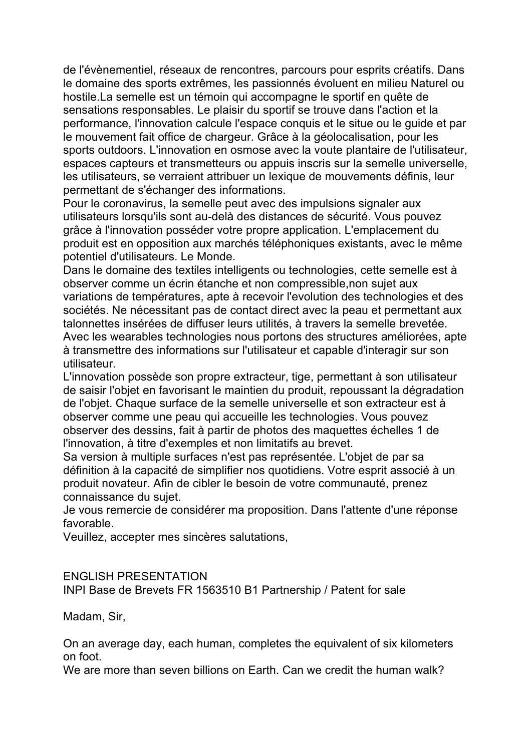de l'évènementiel, réseaux de rencontres, parcours pour esprits créatifs. Dans le domaine des sports extrêmes, les passionnés évoluent en milieu Naturel ou hostile.La semelle est un témoin qui accompagne le sportif en quête de sensations responsables. Le plaisir du sportif se trouve dans l'action et la performance, l'innovation calcule l'espace conquis et le situe ou le guide et par le mouvement fait office de chargeur. Grâce à la géolocalisation, pour les sports outdoors. L'innovation en osmose avec la voute plantaire de l'utilisateur, espaces capteurs et transmetteurs ou appuis inscris sur la semelle universelle, les utilisateurs, se verraient attribuer un lexique de mouvements définis, leur permettant de s'échanger des informations.
Pour le coronavirus, la semelle peut avec des impulsions signaler aux utilisateurs lorsqu'ils sont au-delà des distances de sécurité. Vous pouvez grâce à l'innovation posséder votre propre application. L'emplacement du produit est en opposition aux marchés téléphoniques existants, avec le même potentiel d'utilisateurs. Le Monde.
Dans le domaine des textiles intelligents ou technologies, cette semelle est à observer comme un écrin étanche et non compressible,non sujet aux variations de températures, apte à recevoir l'evolution des technologies et des sociétés. Ne nécessitant pas de contact direct avec la peau et permettant aux talonnettes insérées de diffuser leurs utilités, à travers la semelle brevetée. Avec les wearables technologies nous portons des structures améliorées, apte à transmettre des informations sur l'utilisateur et capable d'interagir sur son utilisateur.
L'innovation possède son propre extracteur, tige, permettant à son utilisateur de saisir l'objet en favorisant le maintien du produit, repoussant la dégradation de l'objet. Chaque surface de la semelle universelle et son extracteur est à observer comme une peau qui accueille les technologies. Vous pouvez observer des dessins, fait à partir de photos des maquettes échelles 1 de l'innovation, à titre d'exemples et non limitatifs au brevet.
Sa version à multiple surfaces n'est pas représentée. L'objet de par sa définition à la capacité de simplifier nos quotidiens. Votre esprit associé à un produit novateur. Afin de cibler le besoin de votre communauté, prenez connaissance du sujet.
Je vous remercie de considérer ma proposition. Dans l'attente d'une réponse favorable.
Veuillez, accepter mes sincères salutations,

ENGLISH PRESENTATION
INPI Base de Brevets FR 1563510 B1 Partnership / Patent for sale

Madam, Sir,

On an average day, each human, completes the equivalent of six kilometers on foot.
We are more than seven billions on Earth. Can we credit the human walk?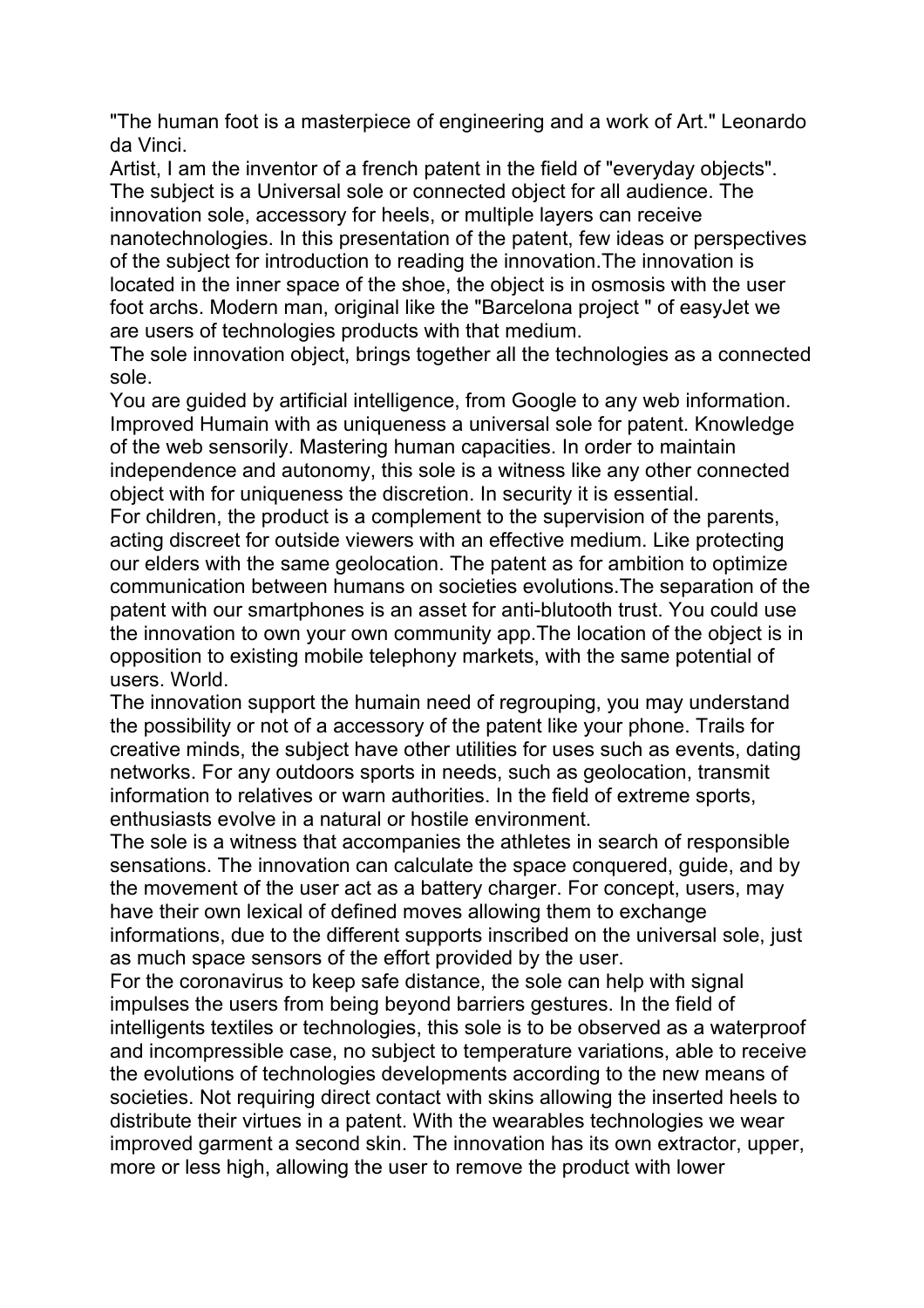"The human foot is a masterpiece of engineering and a work of Art." Leonardo da Vinci.

Artist, I am the inventor of a french patent in the field of "everyday objects". The subject is a Universal sole or connected object for all audience. The innovation sole, accessory for heels, or multiple layers can receive nanotechnologies. In this presentation of the patent, few ideas or perspectives of the subject for introduction to reading the innovation.The innovation is located in the inner space of the shoe, the object is in osmosis with the user foot archs. Modern man, original like the "Barcelona project " of easyJet we are users of technologies products with that medium.

The sole innovation object, brings together all the technologies as a connected sole.

You are guided by artificial intelligence, from Google to any web information. Improved Humain with as uniqueness a universal sole for patent. Knowledge of the web sensorily. Mastering human capacities. In order to maintain independence and autonomy, this sole is a witness like any other connected object with for uniqueness the discretion. In security it is essential.

For children, the product is a complement to the supervision of the parents, acting discreet for outside viewers with an effective medium. Like protecting our elders with the same geolocation. The patent as for ambition to optimize communication between humans on societies evolutions.The separation of the patent with our smartphones is an asset for anti-blutooth trust. You could use the innovation to own your own community app.The location of the object is in opposition to existing mobile telephony markets, with the same potential of users. World.

The innovation support the humain need of regrouping, you may understand the possibility or not of a accessory of the patent like your phone. Trails for creative minds, the subject have other utilities for uses such as events, dating networks. For any outdoors sports in needs, such as geolocation, transmit information to relatives or warn authorities. In the field of extreme sports, enthusiasts evolve in a natural or hostile environment.

The sole is a witness that accompanies the athletes in search of responsible sensations. The innovation can calculate the space conquered, guide, and by the movement of the user act as a battery charger. For concept, users, may have their own lexical of defined moves allowing them to exchange informations, due to the different supports inscribed on the universal sole, just as much space sensors of the effort provided by the user.

For the coronavirus to keep safe distance, the sole can help with signal impulses the users from being beyond barriers gestures. In the field of intelligents textiles or technologies, this sole is to be observed as a waterproof and incompressible case, no subject to temperature variations, able to receive the evolutions of technologies developments according to the new means of societies. Not requiring direct contact with skins allowing the inserted heels to distribute their virtues in a patent. With the wearables technologies we wear improved garment a second skin. The innovation has its own extractor, upper, more or less high, allowing the user to remove the product with lower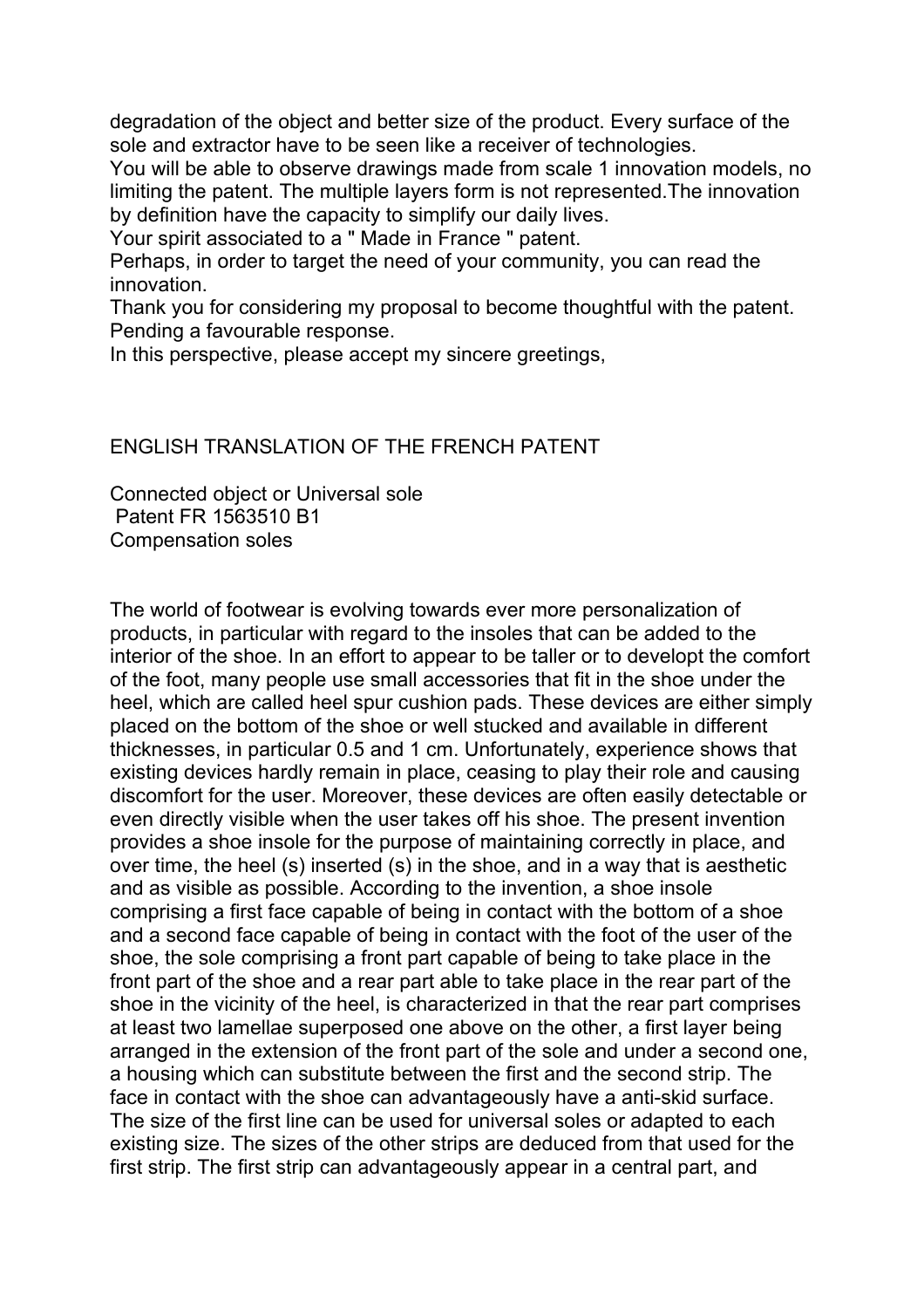degradation of the object and better size of the product. Every surface of the sole and extractor have to be seen like a receiver of technologies.
You will be able to observe drawings made from scale 1 innovation models, no limiting the patent. The multiple layers form is not represented.The innovation by definition have the capacity to simplify our daily lives.
Your spirit associated to a " Made in France " patent.
Perhaps, in order to target the need of your community, you can read the innovation.
Thank you for considering my proposal to become thoughtful with the patent.
Pending a favourable response.
In this perspective, please accept my sincere greetings,

ENGLISH TRANSLATION OF THE FRENCH PATENT

Connected object or Universal sole
Patent FR 1563510 B1
Compensation soles

The world of footwear is evolving towards ever more personalization of products, in particular with regard to the insoles that can be added to the interior of the shoe. In an effort to appear to be taller or to developt the comfort of the foot, many people use small accessories that fit in the shoe under the heel, which are called heel spur cushion pads. These devices are either simply placed on the bottom of the shoe or well stucked and available in different thicknesses, in particular 0.5 and 1 cm. Unfortunately, experience shows that existing devices hardly remain in place, ceasing to play their role and causing discomfort for the user. Moreover, these devices are often easily detectable or even directly visible when the user takes off his shoe. The present invention provides a shoe insole for the purpose of maintaining correctly in place, and over time, the heel (s) inserted (s) in the shoe, and in a way that is aesthetic and as visible as possible. According to the invention, a shoe insole comprising a first face capable of being in contact with the bottom of a shoe and a second face capable of being in contact with the foot of the user of the shoe, the sole comprising a front part capable of being to take place in the front part of the shoe and a rear part able to take place in the rear part of the shoe in the vicinity of the heel, is characterized in that the rear part comprises at least two lamellae superposed one above on the other, a first layer being arranged in the extension of the front part of the sole and under a second one, a housing which can substitute between the first and the second strip. The face in contact with the shoe can advantageously have a anti-skid surface. The size of the first line can be used for universal soles or adapted to each existing size. The sizes of the other strips are deduced from that used for the first strip. The first strip can advantageously appear in a central part, and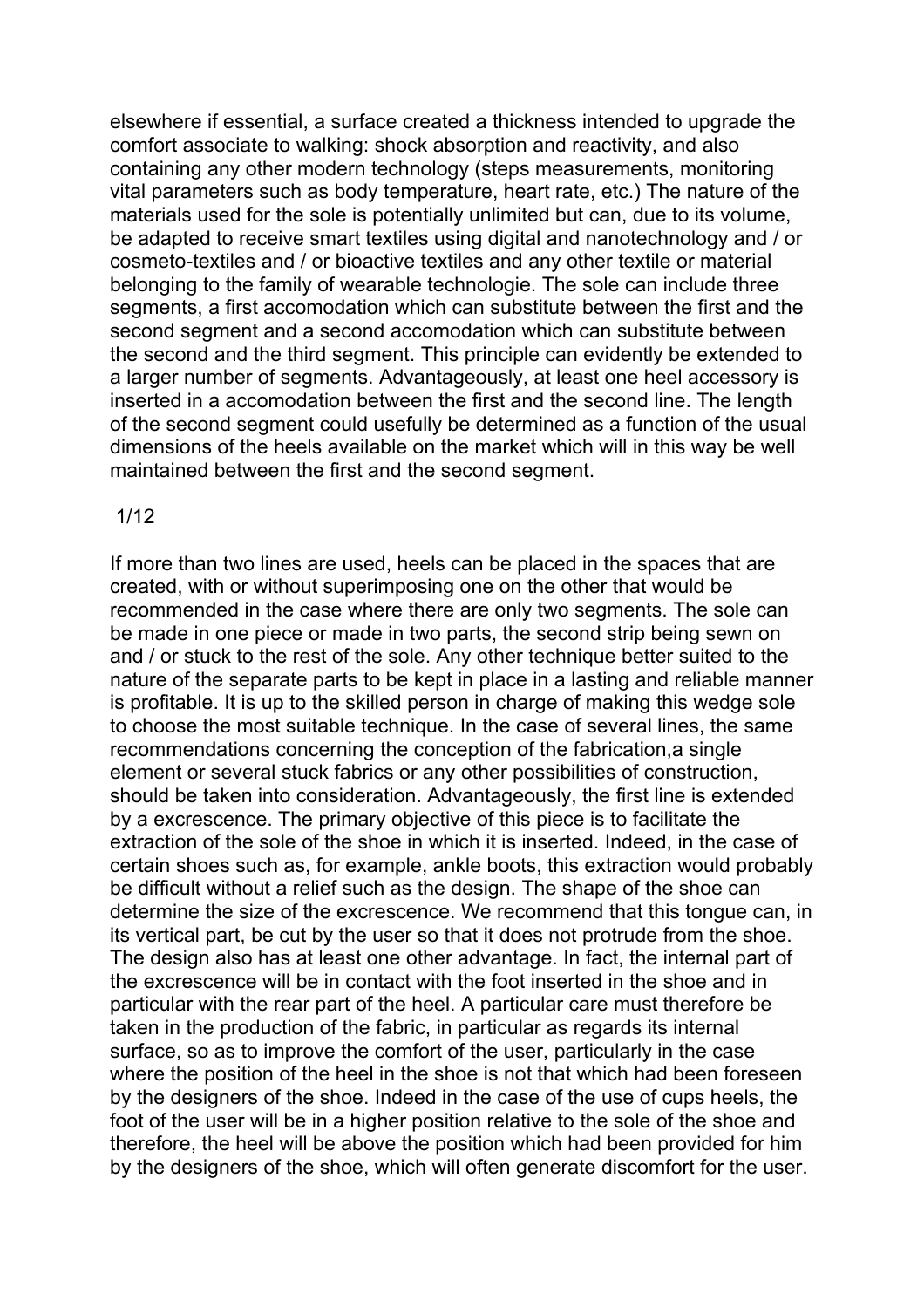elsewhere if essential, a surface created a thickness intended to upgrade the comfort associate to walking: shock absorption and reactivity, and also containing any other modern technology (steps measurements, monitoring vital parameters such as body temperature, heart rate, etc.) The nature of the materials used for the sole is potentially unlimited but can, due to its volume, be adapted to receive smart textiles using digital and nanotechnology and / or cosmeto-textiles and / or bioactive textiles and any other textile or material belonging to the family of wearable technologie. The sole can include three segments, a first accomodation which can substitute between the first and the second segment and a second accomodation which can substitute between the second and the third segment. This principle can evidently be extended to a larger number of segments. Advantageously, at least one heel accessory is inserted in a accomodation between the first and the second line. The length of the second segment could usefully be determined as a function of the usual dimensions of the heels available on the market which will in this way be well maintained between the first and the second segment.

If more than two lines are used, heels can be placed in the spaces that are created, with or without superimposing one on the other that would be recommended in the case where there are only two segments. The sole can be made in one piece or made in two parts, the second strip being sewn on and / or stuck to the rest of the sole. Any other technique better suited to the nature of the separate parts to be kept in place in a lasting and reliable manner is profitable. It is up to the skilled person in charge of making this wedge sole to choose the most suitable technique. In the case of several lines, the same recommendations concerning the conception of the fabrication,a single element or several stuck fabrics or any other possibilities of construction, should be taken into consideration. Advantageously, the first line is extended by a excrescence. The primary objective of this piece is to facilitate the extraction of the sole of the shoe in which it is inserted. Indeed, in the case of certain shoes such as, for example, ankle boots, this extraction would probably be difficult without a relief such as the design. The shape of the shoe can determine the size of the excrescence. We recommend that this tongue can, in its vertical part, be cut by the user so that it does not protrude from the shoe. The design also has at least one other advantage. In fact, the internal part of the excrescence will be in contact with the foot inserted in the shoe and in particular with the rear part of the heel. A particular care must therefore be taken in the production of the fabric, in particular as regards its internal surface, so as to improve the comfort of the user, particularly in the case where the position of the heel in the shoe is not that which had been foreseen by the designers of the shoe. Indeed in the case of the use of cups heels, the foot of the user will be in a higher position relative to the sole of the shoe and therefore, the heel will be above the position which had been provided for him by the designers of the shoe, which will often generate discomfort for the user.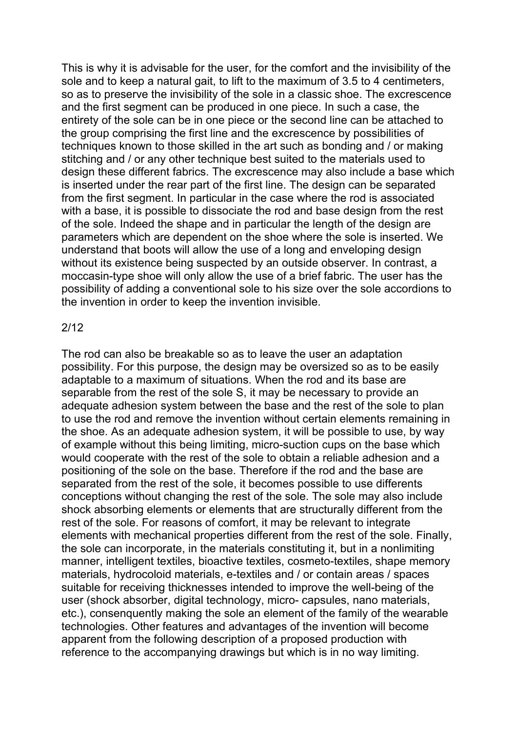This is why it is advisable for the user, for the comfort and the invisibility of the sole and to keep a natural gait, to lift to the maximum of 3.5 to 4 centimeters, so as to preserve the invisibility of the sole in a classic shoe. The excrescence and the first segment can be produced in one piece. In such a case, the entirety of the sole can be in one piece or the second line can be attached to the group comprising the first line and the excrescence by possibilities of techniques known to those skilled in the art such as bonding and / or making stitching and / or any other technique best suited to the materials used to design these different fabrics. The excrescence may also include a base which is inserted under the rear part of the first line. The design can be separated from the first segment. In particular in the case where the rod is associated with a base, it is possible to dissociate the rod and base design from the rest of the sole. Indeed the shape and in particular the length of the design are parameters which are dependent on the shoe where the sole is inserted. We understand that boots will allow the use of a long and enveloping design without its existence being suspected by an outside observer. In contrast, a moccasin-type shoe will only allow the use of a brief fabric. The user has the possibility of adding a conventional sole to his size over the sole accordions to the invention in order to keep the invention invisible.

The rod can also be breakable so as to leave the user an adaptation possibility. For this purpose, the design may be oversized so as to be easily adaptable to a maximum of situations. When the rod and its base are separable from the rest of the sole S, it may be necessary to provide an adequate adhesion system between the base and the rest of the sole to plan to use the rod and remove the invention without certain elements remaining in the shoe. As an adequate adhesion system, it will be possible to use, by way of example without this being limiting, micro-suction cups on the base which would cooperate with the rest of the sole to obtain a reliable adhesion and a positioning of the sole on the base. Therefore if the rod and the base are separated from the rest of the sole, it becomes possible to use differents conceptions without changing the rest of the sole. The sole may also include shock absorbing elements or elements that are structurally different from the rest of the sole. For reasons of comfort, it may be relevant to integrate elements with mechanical properties different from the rest of the sole. Finally, the sole can incorporate, in the materials constituting it, but in a nonlimiting manner, intelligent textiles, bioactive textiles, cosmeto-textiles, shape memory materials, hydrocoloid materials, e-textiles and / or contain areas / spaces suitable for receiving thicknesses intended to improve the well-being of the user (shock absorber, digital technology, micro- capsules, nano materials, etc.), consenquently making the sole an element of the family of the wearable technologies. Other features and advantages of the invention will become apparent from the following description of a proposed production with reference to the accompanying drawings but which is in no way limiting.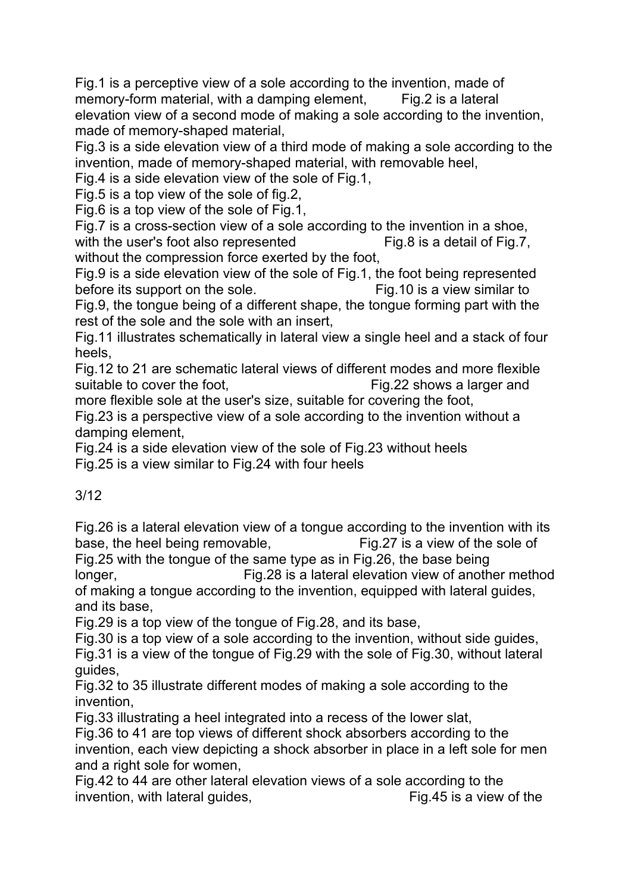Fig.1 is a perceptive view of a sole according to the invention, made of memory-form material, with a damping element, Fig.2 is a lateral elevation view of a second mode of making a sole according to the invention, made of memory-shaped material,

Fig.3 is a side elevation view of a third mode of making a sole according to the invention, made of memory-shaped material, with removable heel,

Fig.4 is a side elevation view of the sole of Fig.1,

Fig.5 is a top view of the sole of fig.2,

Fig.6 is a top view of the sole of Fig.1,

Fig.7 is a cross-section view of a sole according to the invention in a shoe, with the user's foot also represented Fig.8 is a detail of Fig.7, without the compression force exerted by the foot,

Fig.9 is a side elevation view of the sole of Fig.1, the foot being represented before its support on the sole. Fig.10 is a view similar to Fig.9, the tongue being of a different shape, the tongue forming part with the rest of the sole and the sole with an insert,

Fig.11 illustrates schematically in lateral view a single heel and a stack of four heels,

Fig.12 to 21 are schematic lateral views of different modes and more flexible suitable to cover the foot, Fig.22 shows a larger and more flexible sole at the user's size, suitable for covering the foot,

Fig.23 is a perspective view of a sole according to the invention without a damping element,

Fig.24 is a side elevation view of the sole of Fig.23 without heels

Fig.25 is a view similar to Fig.24 with four heels

3/12

Fig.26 is a lateral elevation view of a tongue according to the invention with its base, the heel being removable, Fig.27 is a view of the sole of Fig.25 with the tongue of the same type as in Fig.26, the base being longer, Fig.28 is a lateral elevation view of another method of making a tongue according to the invention, equipped with lateral guides, and its base,

Fig.29 is a top view of the tongue of Fig.28, and its base,

Fig.30 is a top view of a sole according to the invention, without side guides,

Fig.31 is a view of the tongue of Fig.29 with the sole of Fig.30, without lateral guides,

Fig.32 to 35 illustrate different modes of making a sole according to the invention,

Fig.33 illustrating a heel integrated into a recess of the lower slat,

Fig.36 to 41 are top views of different shock absorbers according to the invention, each view depicting a shock absorber in place in a left sole for men and a right sole for women,

Fig.42 to 44 are other lateral elevation views of a sole according to the invention, with lateral guides, Fig.45 is a view of the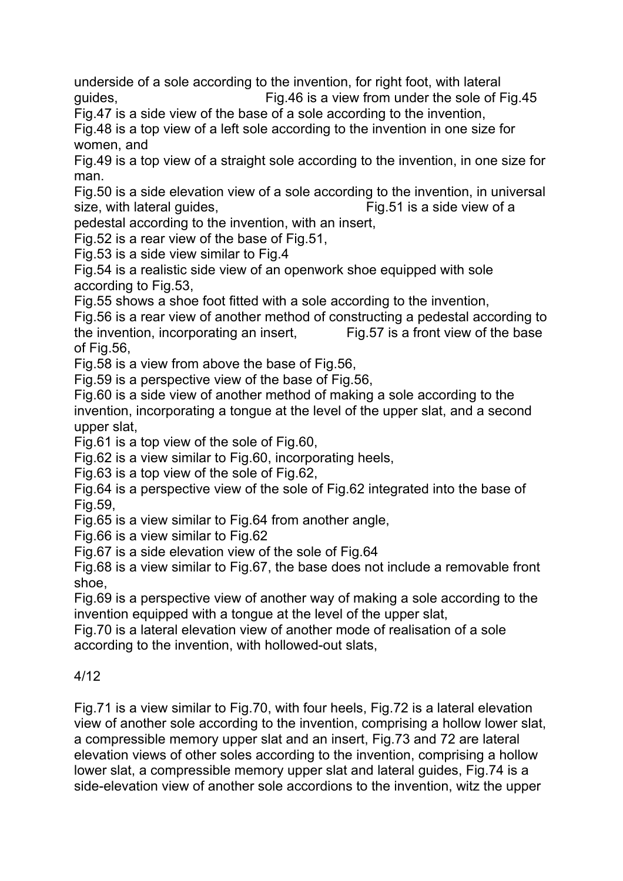underside of a sole according to the invention, for right foot, with lateral guides, Fig.46 is a view from under the sole of Fig.45

Fig.47 is a side view of the base of a sole according to the invention,

Fig.48 is a top view of a left sole according to the invention in one size for women, and

Fig.49 is a top view of a straight sole according to the invention, in one size for man.

Fig.50 is a side elevation view of a sole according to the invention, in universal size, with lateral guides, Fig.51 is a side view of a pedestal according to the invention, with an insert,

Fig.52 is a rear view of the base of Fig.51,

Fig.53 is a side view similar to Fig.4

Fig.54 is a realistic side view of an openwork shoe equipped with sole according to Fig.53,

Fig.55 shows a shoe foot fitted with a sole according to the invention,

Fig.56 is a rear view of another method of constructing a pedestal according to the invention, incorporating an insert, Fig.57 is a front view of the base of Fig.56,

Fig.58 is a view from above the base of Fig.56,

Fig.59 is a perspective view of the base of Fig.56,

Fig.60 is a side view of another method of making a sole according to the invention, incorporating a tongue at the level of the upper slat, and a second upper slat,

Fig.61 is a top view of the sole of Fig.60,

Fig.62 is a view similar to Fig.60, incorporating heels,

Fig.63 is a top view of the sole of Fig.62,

Fig.64 is a perspective view of the sole of Fig.62 integrated into the base of Fig.59,

Fig.65 is a view similar to Fig.64 from another angle,

Fig.66 is a view similar to Fig.62

Fig.67 is a side elevation view of the sole of Fig.64

Fig.68 is a view similar to Fig.67, the base does not include a removable front shoe,

Fig.69 is a perspective view of another way of making a sole according to the invention equipped with a tongue at the level of the upper slat,

Fig.70 is a lateral elevation view of another mode of realisation of a sole according to the invention, with hollowed-out slats,

4/12

Fig.71 is a view similar to Fig.70, with four heels, Fig.72 is a lateral elevation view of another sole according to the invention, comprising a hollow lower slat, a compressible memory upper slat and an insert, Fig.73 and 72 are lateral elevation views of other soles according to the invention, comprising a hollow lower slat, a compressible memory upper slat and lateral guides, Fig.74 is a side-elevation view of another sole accordions to the invention, witz the upper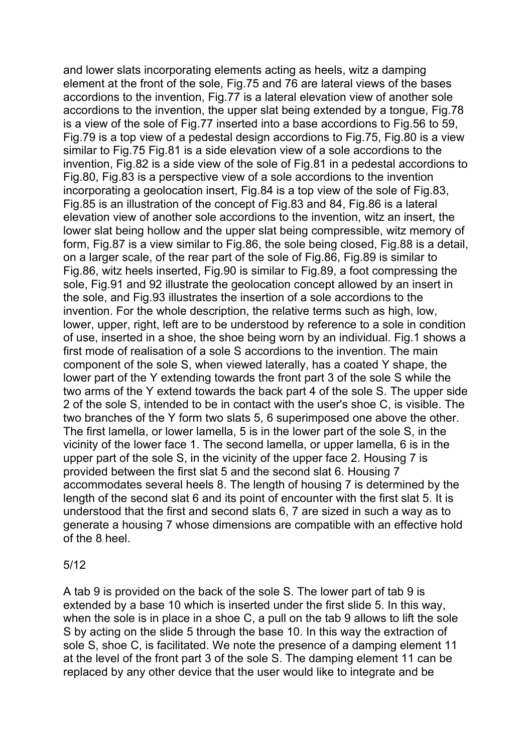and lower slats incorporating elements acting as heels, witz a damping element at the front of the sole, Fig.75 and 76 are lateral views of the bases accordions to the invention, Fig.77 is a lateral elevation view of another sole accordions to the invention, the upper slat being extended by a tongue, Fig.78 is a view of the sole of Fig.77 inserted into a base accordions to Fig.56 to 59, Fig.79 is a top view of a pedestal design accordions to Fig.75, Fig.80 is a view similar to Fig.75 Fig.81 is a side elevation view of a sole accordions to the invention, Fig.82 is a side view of the sole of Fig.81 in a pedestal accordions to Fig.80, Fig.83 is a perspective view of a sole accordions to the invention incorporating a geolocation insert, Fig.84 is a top view of the sole of Fig.83, Fig.85 is an illustration of the concept of Fig.83 and 84, Fig.86 is a lateral elevation view of another sole accordions to the invention, witz an insert, the lower slat being hollow and the upper slat being compressible, witz memory of form, Fig.87 is a view similar to Fig.86, the sole being closed, Fig.88 is a detail, on a larger scale, of the rear part of the sole of Fig.86, Fig.89 is similar to Fig.86, witz heels inserted, Fig.90 is similar to Fig.89, a foot compressing the sole, Fig.91 and 92 illustrate the geolocation concept allowed by an insert in the sole, and Fig.93 illustrates the insertion of a sole accordions to the invention. For the whole description, the relative terms such as high, low, lower, upper, right, left are to be understood by reference to a sole in condition of use, inserted in a shoe, the shoe being worn by an individual. Fig.1 shows a first mode of realisation of a sole S accordions to the invention. The main component of the sole S, when viewed laterally, has a coated Y shape, the lower part of the Y extending towards the front part 3 of the sole S while the two arms of the Y extend towards the back part 4 of the sole S. The upper side 2 of the sole S, intended to be in contact with the user's shoe C, is visible. The two branches of the Y form two slats 5, 6 superimposed one above the other. The first lamella, or lower lamella, 5 is in the lower part of the sole S, in the vicinity of the lower face 1. The second lamella, or upper lamella, 6 is in the upper part of the sole S, in the vicinity of the upper face 2. Housing 7 is provided between the first slat 5 and the second slat 6. Housing 7 accommodates several heels 8. The length of housing 7 is determined by the length of the second slat 6 and its point of encounter with the first slat 5. It is understood that the first and second slats 6, 7 are sized in such a way as to generate a housing 7 whose dimensions are compatible with an effective hold of the 8 heel.

A tab 9 is provided on the back of the sole S. The lower part of tab 9 is extended by a base 10 which is inserted under the first slide 5. In this way, when the sole is in place in a shoe C, a pull on the tab 9 allows to lift the sole S by acting on the slide 5 through the base 10. In this way the extraction of sole S, shoe C, is facilitated. We note the presence of a damping element 11 at the level of the front part 3 of the sole S. The damping element 11 can be replaced by any other device that the user would like to integrate and be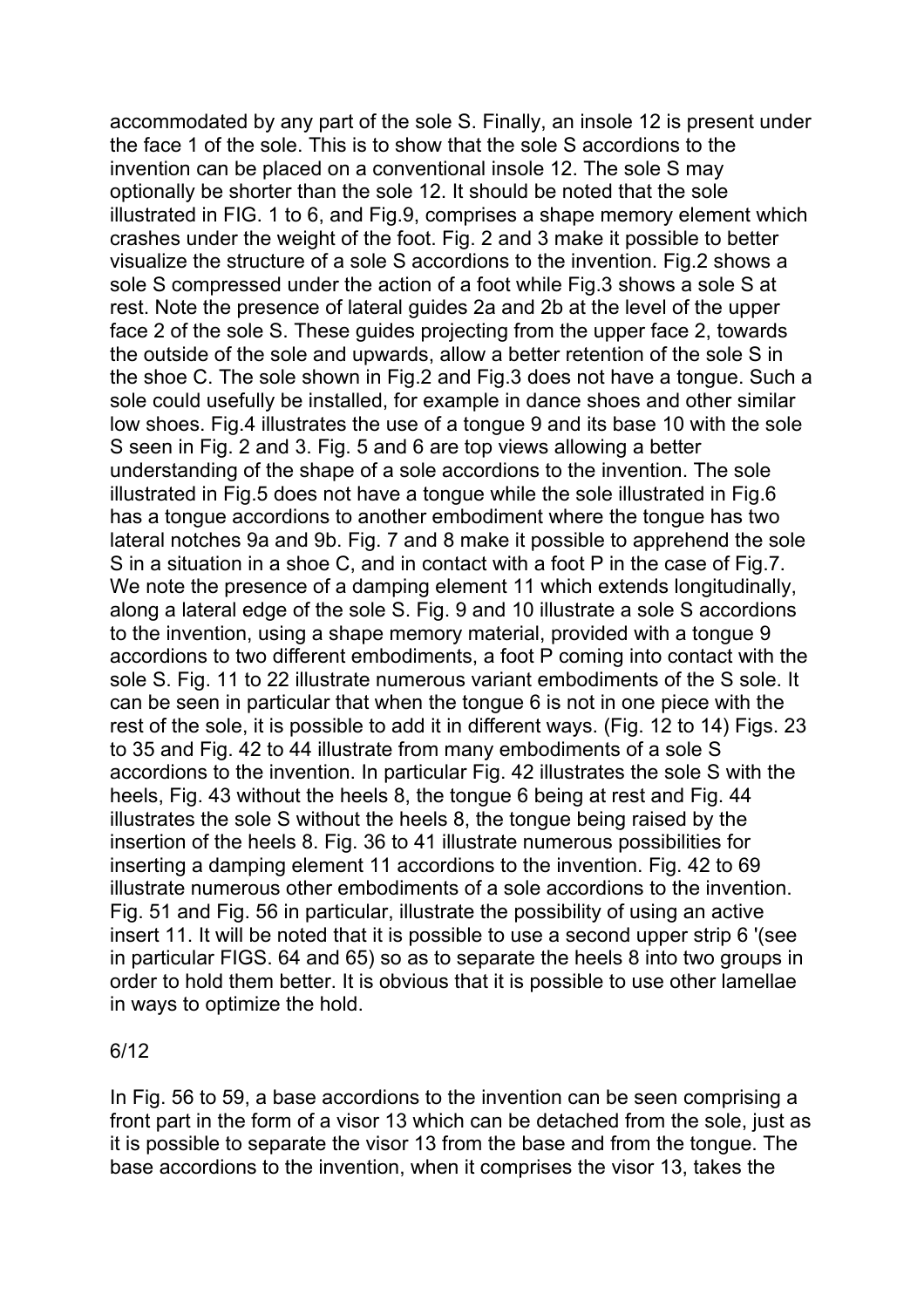accommodated by any part of the sole S. Finally, an insole 12 is present under the face 1 of the sole. This is to show that the sole S accordions to the invention can be placed on a conventional insole 12. The sole S may optionally be shorter than the sole 12. It should be noted that the sole illustrated in FIG. 1 to 6, and Fig.9, comprises a shape memory element which crashes under the weight of the foot. Fig. 2 and 3 make it possible to better visualize the structure of a sole S accordions to the invention. Fig.2 shows a sole S compressed under the action of a foot while Fig.3 shows a sole S at rest. Note the presence of lateral guides 2a and 2b at the level of the upper face 2 of the sole S. These guides projecting from the upper face 2, towards the outside of the sole and upwards, allow a better retention of the sole S in the shoe C. The sole shown in Fig.2 and Fig.3 does not have a tongue. Such a sole could usefully be installed, for example in dance shoes and other similar low shoes. Fig.4 illustrates the use of a tongue 9 and its base 10 with the sole S seen in Fig. 2 and 3. Fig. 5 and 6 are top views allowing a better understanding of the shape of a sole accordions to the invention. The sole illustrated in Fig.5 does not have a tongue while the sole illustrated in Fig.6 has a tongue accordions to another embodiment where the tongue has two lateral notches 9a and 9b. Fig. 7 and 8 make it possible to apprehend the sole S in a situation in a shoe C, and in contact with a foot P in the case of Fig.7. We note the presence of a damping element 11 which extends longitudinally, along a lateral edge of the sole S. Fig. 9 and 10 illustrate a sole S accordions to the invention, using a shape memory material, provided with a tongue 9 accordions to two different embodiments, a foot P coming into contact with the sole S. Fig. 11 to 22 illustrate numerous variant embodiments of the S sole. It can be seen in particular that when the tongue 6 is not in one piece with the rest of the sole, it is possible to add it in different ways. (Fig. 12 to 14) Figs. 23 to 35 and Fig. 42 to 44 illustrate from many embodiments of a sole S accordions to the invention. In particular Fig. 42 illustrates the sole S with the heels, Fig. 43 without the heels 8, the tongue 6 being at rest and Fig. 44 illustrates the sole S without the heels 8, the tongue being raised by the insertion of the heels 8. Fig. 36 to 41 illustrate numerous possibilities for inserting a damping element 11 accordions to the invention. Fig. 42 to 69 illustrate numerous other embodiments of a sole accordions to the invention. Fig. 51 and Fig. 56 in particular, illustrate the possibility of using an active insert 11. It will be noted that it is possible to use a second upper strip 6 '(see in particular FIGS. 64 and 65) so as to separate the heels 8 into two groups in order to hold them better. It is obvious that it is possible to use other lamellae in ways to optimize the hold.

In Fig. 56 to 59, a base accordions to the invention can be seen comprising a front part in the form of a visor 13 which can be detached from the sole, just as it is possible to separate the visor 13 from the base and from the tongue. The base accordions to the invention, when it comprises the visor 13, takes the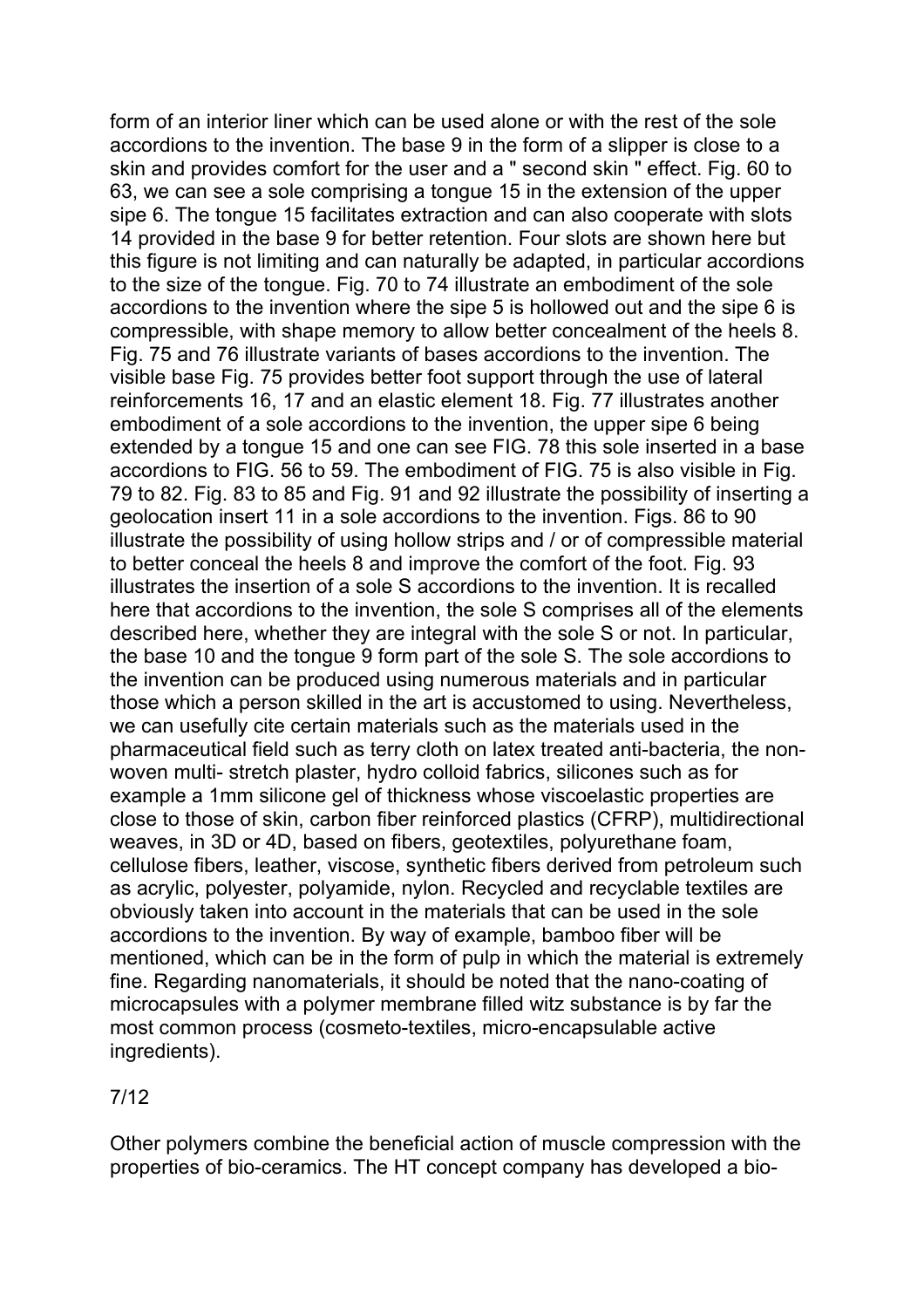form of an interior liner which can be used alone or with the rest of the sole accordions to the invention. The base 9 in the form of a slipper is close to a skin and provides comfort for the user and a " second skin " effect. Fig. 60 to 63, we can see a sole comprising a tongue 15 in the extension of the upper sipe 6. The tongue 15 facilitates extraction and can also cooperate with slots 14 provided in the base 9 for better retention. Four slots are shown here but this figure is not limiting and can naturally be adapted, in particular accordions to the size of the tongue. Fig. 70 to 74 illustrate an embodiment of the sole accordions to the invention where the sipe 5 is hollowed out and the sipe 6 is compressible, with shape memory to allow better concealment of the heels 8. Fig. 75 and 76 illustrate variants of bases accordions to the invention. The visible base Fig. 75 provides better foot support through the use of lateral reinforcements 16, 17 and an elastic element 18. Fig. 77 illustrates another embodiment of a sole accordions to the invention, the upper sipe 6 being extended by a tongue 15 and one can see FIG. 78 this sole inserted in a base accordions to FIG. 56 to 59. The embodiment of FIG. 75 is also visible in Fig. 79 to 82. Fig. 83 to 85 and Fig. 91 and 92 illustrate the possibility of inserting a geolocation insert 11 in a sole accordions to the invention. Figs. 86 to 90 illustrate the possibility of using hollow strips and / or of compressible material to better conceal the heels 8 and improve the comfort of the foot. Fig. 93 illustrates the insertion of a sole S accordions to the invention. It is recalled here that accordions to the invention, the sole S comprises all of the elements described here, whether they are integral with the sole S or not. In particular, the base 10 and the tongue 9 form part of the sole S. The sole accordions to the invention can be produced using numerous materials and in particular those which a person skilled in the art is accustomed to using. Nevertheless, we can usefully cite certain materials such as the materials used in the pharmaceutical field such as terry cloth on latex treated anti-bacteria, the non-woven multi- stretch plaster, hydro colloid fabrics, silicones such as for example a 1mm silicone gel of thickness whose viscoelastic properties are close to those of skin, carbon fiber reinforced plastics (CFRP), multidirectional weaves, in 3D or 4D, based on fibers, geotextiles, polyurethane foam, cellulose fibers, leather, viscose, synthetic fibers derived from petroleum such as acrylic, polyester, polyamide, nylon. Recycled and recyclable textiles are obviously taken into account in the materials that can be used in the sole accordions to the invention. By way of example, bamboo fiber will be mentioned, which can be in the form of pulp in which the material is extremely fine. Regarding nanomaterials, it should be noted that the nano-coating of microcapsules with a polymer membrane filled witz substance is by far the most common process (cosmeto-textiles, micro-encapsulable active ingredients).

Other polymers combine the beneficial action of muscle compression with the properties of bio-ceramics. The HT concept company has developed a bio-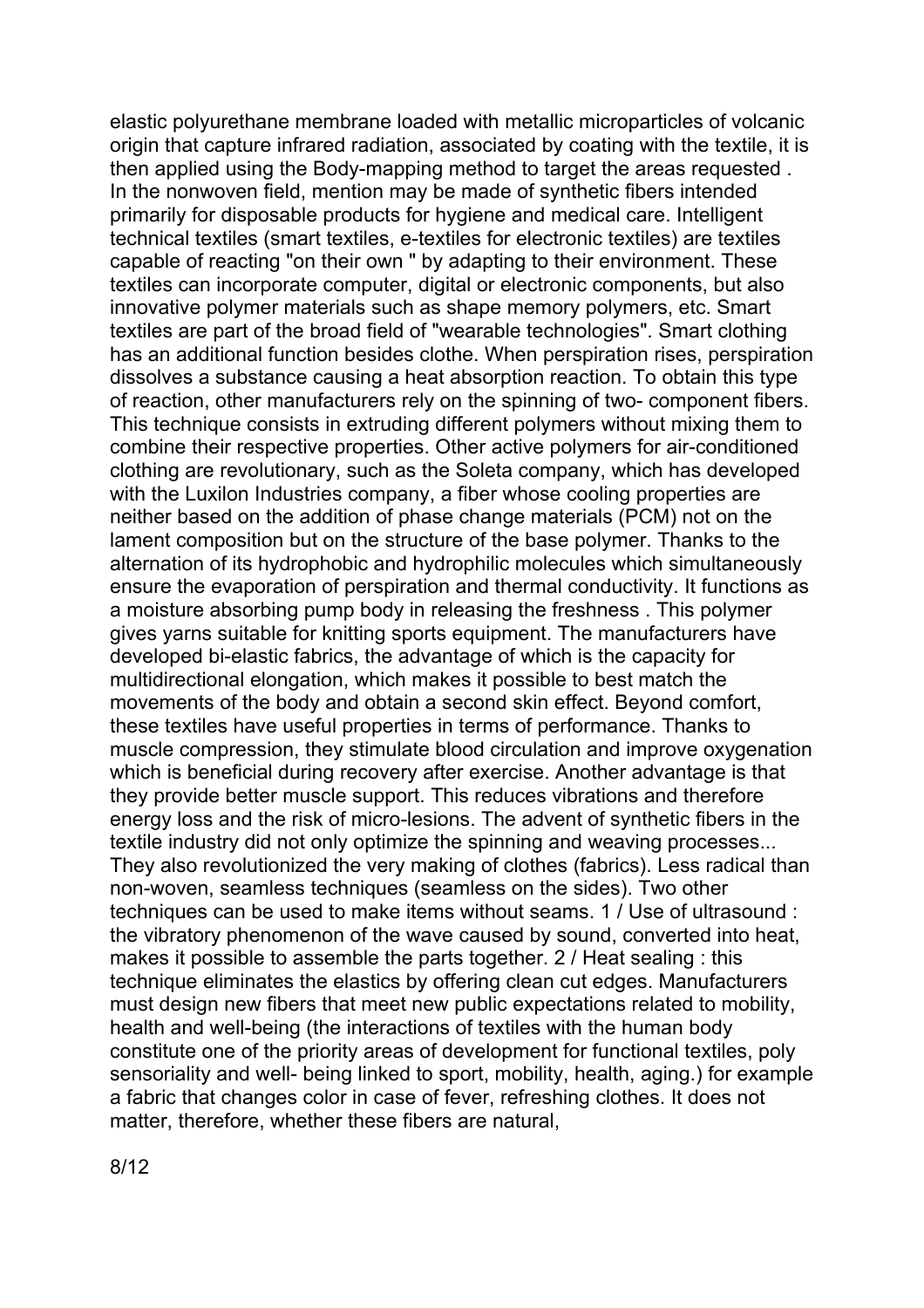elastic polyurethane membrane loaded with metallic microparticles of volcanic origin that capture infrared radiation, associated by coating with the textile, it is then applied using the Body-mapping method to target the areas requested . In the nonwoven field, mention may be made of synthetic fibers intended primarily for disposable products for hygiene and medical care. Intelligent technical textiles (smart textiles, e-textiles for electronic textiles) are textiles capable of reacting "on their own " by adapting to their environment. These textiles can incorporate computer, digital or electronic components, but also innovative polymer materials such as shape memory polymers, etc. Smart textiles are part of the broad field of "wearable technologies". Smart clothing has an additional function besides clothe. When perspiration rises, perspiration dissolves a substance causing a heat absorption reaction. To obtain this type of reaction, other manufacturers rely on the spinning of two- component fibers. This technique consists in extruding different polymers without mixing them to combine their respective properties. Other active polymers for air-conditioned clothing are revolutionary, such as the Soleta company, which has developed with the Luxilon Industries company, a fiber whose cooling properties are neither based on the addition of phase change materials (PCM) not on the lament composition but on the structure of the base polymer. Thanks to the alternation of its hydrophobic and hydrophilic molecules which simultaneously ensure the evaporation of perspiration and thermal conductivity. It functions as a moisture absorbing pump body in releasing the freshness . This polymer gives yarns suitable for knitting sports equipment. The manufacturers have developed bi-elastic fabrics, the advantage of which is the capacity for multidirectional elongation, which makes it possible to best match the movements of the body and obtain a second skin effect. Beyond comfort, these textiles have useful properties in terms of performance. Thanks to muscle compression, they stimulate blood circulation and improve oxygenation which is beneficial during recovery after exercise. Another advantage is that they provide better muscle support. This reduces vibrations and therefore energy loss and the risk of micro-lesions. The advent of synthetic fibers in the textile industry did not only optimize the spinning and weaving processes... They also revolutionized the very making of clothes (fabrics). Less radical than non-woven, seamless techniques (seamless on the sides). Two other techniques can be used to make items without seams. 1 / Use of ultrasound : the vibratory phenomenon of the wave caused by sound, converted into heat, makes it possible to assemble the parts together. 2 / Heat sealing : this technique eliminates the elastics by offering clean cut edges. Manufacturers must design new fibers that meet new public expectations related to mobility, health and well-being (the interactions of textiles with the human body constitute one of the priority areas of development for functional textiles, poly sensoriality and well- being linked to sport, mobility, health, aging.) for example a fabric that changes color in case of fever, refreshing clothes. It does not matter, therefore, whether these fibers are natural,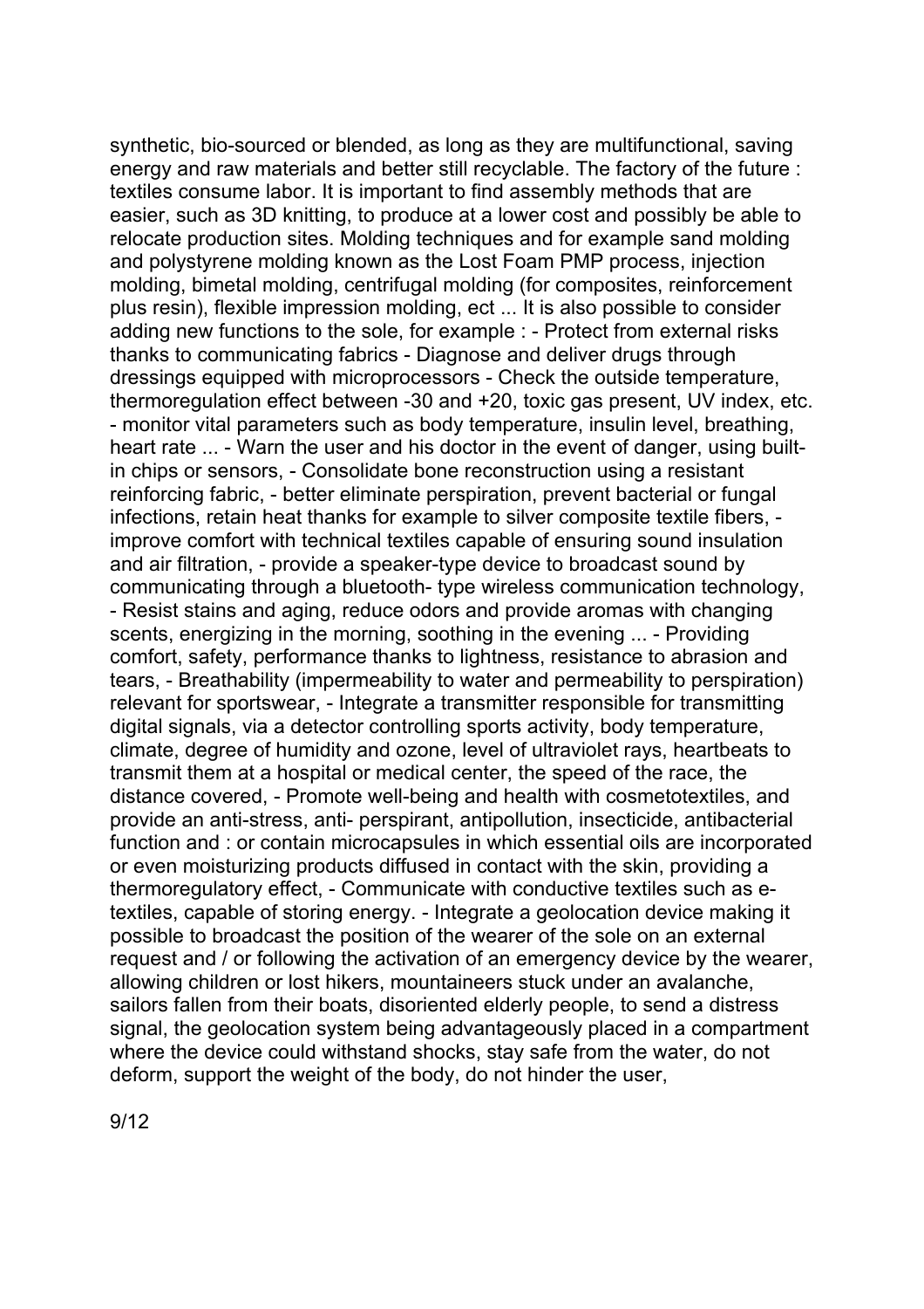synthetic, bio-sourced or blended, as long as they are multifunctional, saving energy and raw materials and better still recyclable. The factory of the future : textiles consume labor. It is important to find assembly methods that are easier, such as 3D knitting, to produce at a lower cost and possibly be able to relocate production sites. Molding techniques and for example sand molding and polystyrene molding known as the Lost Foam PMP process, injection molding, bimetal molding, centrifugal molding (for composites, reinforcement plus resin), flexible impression molding, ect ... It is also possible to consider adding new functions to the sole, for example : - Protect from external risks thanks to communicating fabrics - Diagnose and deliver drugs through dressings equipped with microprocessors - Check the outside temperature, thermoregulation effect between -30 and +20, toxic gas present, UV index, etc. - monitor vital parameters such as body temperature, insulin level, breathing, heart rate ... - Warn the user and his doctor in the event of danger, using built-in chips or sensors, - Consolidate bone reconstruction using a resistant reinforcing fabric, - better eliminate perspiration, prevent bacterial or fungal infections, retain heat thanks for example to silver composite textile fibers, - improve comfort with technical textiles capable of ensuring sound insulation and air filtration, - provide a speaker-type device to broadcast sound by communicating through a bluetooth- type wireless communication technology, - Resist stains and aging, reduce odors and provide aromas with changing scents, energizing in the morning, soothing in the evening ... - Providing comfort, safety, performance thanks to lightness, resistance to abrasion and tears, - Breathability (impermeability to water and permeability to perspiration) relevant for sportswear, - Integrate a transmitter responsible for transmitting digital signals, via a detector controlling sports activity, body temperature, climate, degree of humidity and ozone, level of ultraviolet rays, heartbeats to transmit them at a hospital or medical center, the speed of the race, the distance covered, - Promote well-being and health with cosmetotextiles, and provide an anti-stress, anti- perspirant, antipollution, insecticide, antibacterial function and : or contain microcapsules in which essential oils are incorporated or even moisturizing products diffused in contact with the skin, providing a thermoregulatory effect, - Communicate with conductive textiles such as e-textiles, capable of storing energy. - Integrate a geolocation device making it possible to broadcast the position of the wearer of the sole on an external request and / or following the activation of an emergency device by the wearer, allowing children or lost hikers, mountaineers stuck under an avalanche, sailors fallen from their boats, disoriented elderly people, to send a distress signal, the geolocation system being advantageously placed in a compartment where the device could withstand shocks, stay safe from the water, do not deform, support the weight of the body, do not hinder the user,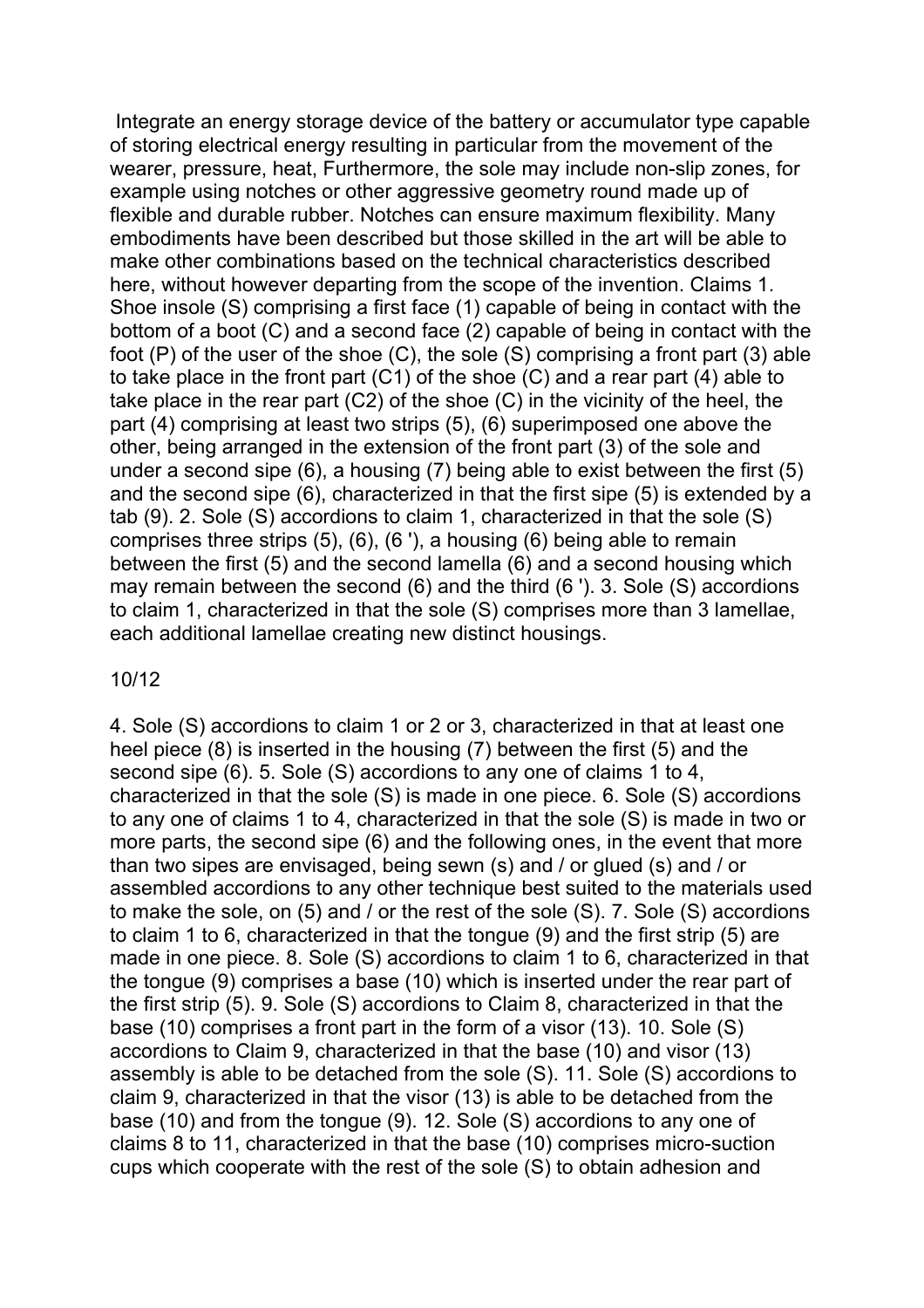Integrate an energy storage device of the battery or accumulator type capable of storing electrical energy resulting in particular from the movement of the wearer, pressure, heat, Furthermore, the sole may include non-slip zones, for example using notches or other aggressive geometry round made up of flexible and durable rubber. Notches can ensure maximum flexibility. Many embodiments have been described but those skilled in the art will be able to make other combinations based on the technical characteristics described here, without however departing from the scope of the invention. Claims 1. Shoe insole (S) comprising a first face (1) capable of being in contact with the bottom of a boot (C) and a second face (2) capable of being in contact with the foot (P) of the user of the shoe (C), the sole (S) comprising a front part (3) able to take place in the front part (C1) of the shoe (C) and a rear part (4) able to take place in the rear part (C2) of the shoe (C) in the vicinity of the heel, the part (4) comprising at least two strips (5), (6) superimposed one above the other, being arranged in the extension of the front part (3) of the sole and under a second sipe (6), a housing (7) being able to exist between the first (5) and the second sipe (6), characterized in that the first sipe (5) is extended by a tab (9). 2. Sole (S) accordions to claim 1, characterized in that the sole (S) comprises three strips (5), (6), (6 '), a housing (6) being able to remain between the first (5) and the second lamella (6) and a second housing which may remain between the second (6) and the third (6 '). 3. Sole (S) accordions to claim 1, characterized in that the sole (S) comprises more than 3 lamellae, each additional lamellae creating new distinct housings.

4. Sole (S) accordions to claim 1 or 2 or 3, characterized in that at least one heel piece (8) is inserted in the housing (7) between the first (5) and the second sipe (6). 5. Sole (S) accordions to any one of claims 1 to 4, characterized in that the sole (S) is made in one piece. 6. Sole (S) accordions to any one of claims 1 to 4, characterized in that the sole (S) is made in two or more parts, the second sipe (6) and the following ones, in the event that more than two sipes are envisaged, being sewn (s) and / or glued (s) and / or assembled accordions to any other technique best suited to the materials used to make the sole, on (5) and / or the rest of the sole (S). 7. Sole (S) accordions to claim 1 to 6, characterized in that the tongue (9) and the first strip (5) are made in one piece. 8. Sole (S) accordions to claim 1 to 6, characterized in that the tongue (9) comprises a base (10) which is inserted under the rear part of the first strip (5). 9. Sole (S) accordions to Claim 8, characterized in that the base (10) comprises a front part in the form of a visor (13). 10. Sole (S) accordions to Claim 9, characterized in that the base (10) and visor (13) assembly is able to be detached from the sole (S). 11. Sole (S) accordions to claim 9, characterized in that the visor (13) is able to be detached from the base (10) and from the tongue (9). 12. Sole (S) accordions to any one of claims 8 to 11, characterized in that the base (10) comprises micro-suction cups which cooperate with the rest of the sole (S) to obtain adhesion and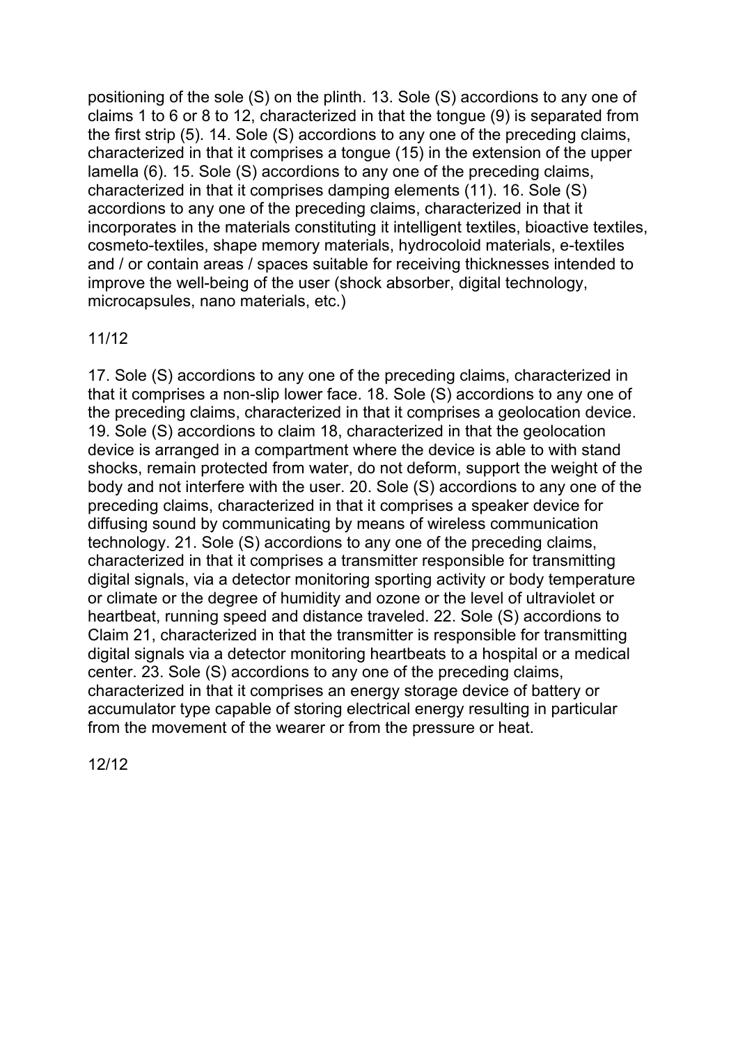positioning of the sole (S) on the plinth. 13. Sole (S) accordions to any one of claims 1 to 6 or 8 to 12, characterized in that the tongue (9) is separated from the first strip (5). 14. Sole (S) accordions to any one of the preceding claims, characterized in that it comprises a tongue (15) in the extension of the upper lamella (6). 15. Sole (S) accordions to any one of the preceding claims, characterized in that it comprises damping elements (11). 16. Sole (S) accordions to any one of the preceding claims, characterized in that it incorporates in the materials constituting it intelligent textiles, bioactive textiles, cosmeto-textiles, shape memory materials, hydrocoloid materials, e-textiles and / or contain areas / spaces suitable for receiving thicknesses intended to improve the well-being of the user (shock absorber, digital technology, microcapsules, nano materials, etc.)

17. Sole (S) accordions to any one of the preceding claims, characterized in that it comprises a non-slip lower face. 18. Sole (S) accordions to any one of the preceding claims, characterized in that it comprises a geolocation device. 19. Sole (S) accordions to claim 18, characterized in that the geolocation device is arranged in a compartment where the device is able to with stand shocks, remain protected from water, do not deform, support the weight of the body and not interfere with the user. 20. Sole (S) accordions to any one of the preceding claims, characterized in that it comprises a speaker device for diffusing sound by communicating by means of wireless communication technology. 21. Sole (S) accordions to any one of the preceding claims, characterized in that it comprises a transmitter responsible for transmitting digital signals, via a detector monitoring sporting activity or body temperature or climate or the degree of humidity and ozone or the level of ultraviolet or heartbeat, running speed and distance traveled. 22. Sole (S) accordions to Claim 21, characterized in that the transmitter is responsible for transmitting digital signals via a detector monitoring heartbeats to a hospital or a medical center. 23. Sole (S) accordions to any one of the preceding claims, characterized in that it comprises an energy storage device of battery or accumulator type capable of storing electrical energy resulting in particular from the movement of the wearer or from the pressure or heat.